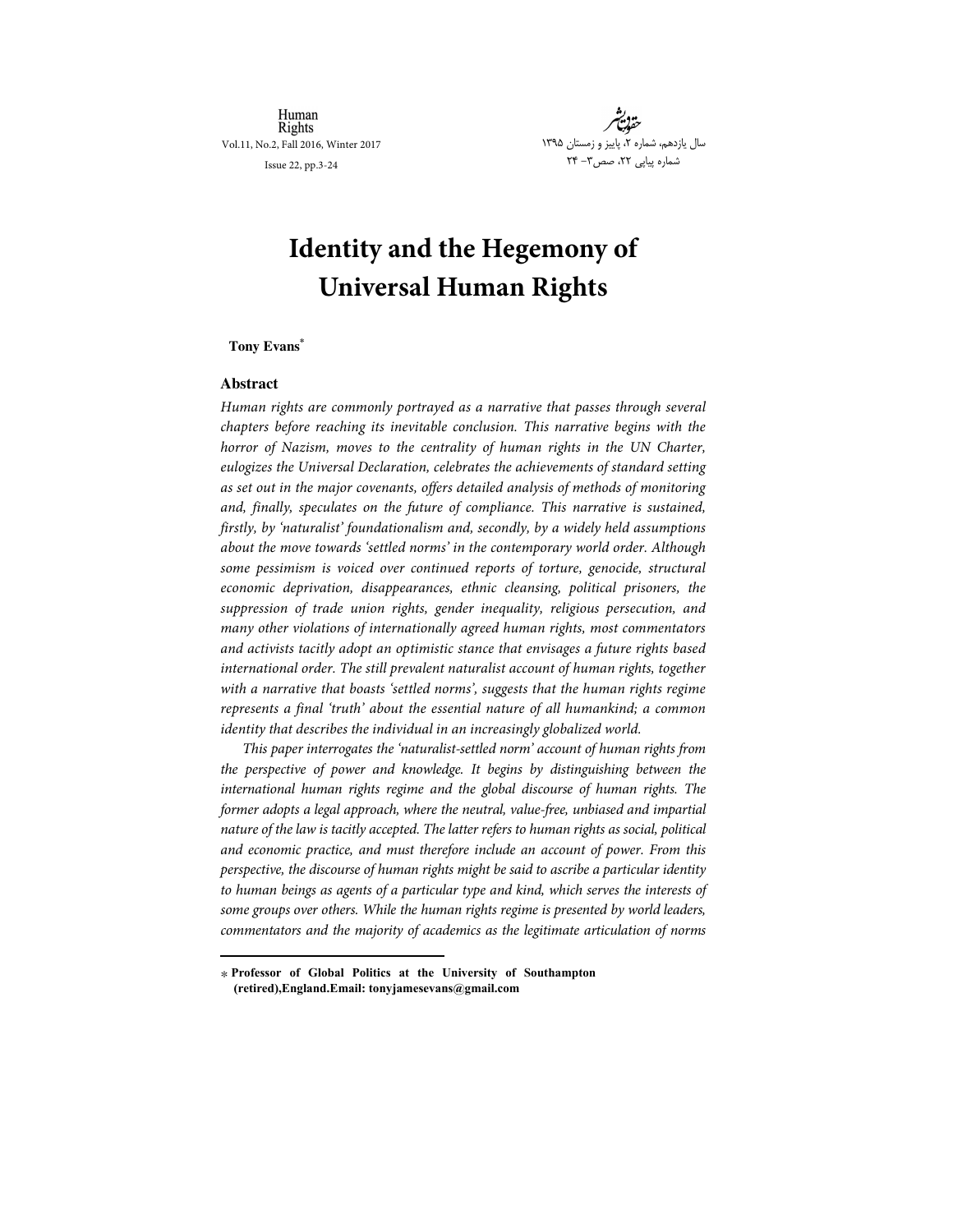# Identity and the Hegemony of Universal Human Rights

**Tony Evans***

## Abstract

*Human rights are commonly portrayed as a narrative that passes through several chapters before reaching its inevitable conclusion. This narrative begins with the horror of Nazism, moves to the centrality of human rights in the UN Charter, eulogizes the Universal Declaration, celebrates the achievements of standard setting as set out in the major covenants, offers detailed analysis of methods of monitoring and, finally, speculates on the future of compliance. This narrative is sustained, firstly, by 'naturalist' foundationalism and, secondly, by a widely held assumptions about the move towards 'settled norms' in the contemporary world order. Although some pessimism is voiced over continued reports of torture, genocide, structural economic deprivation, disappearances, ethnic cleansing, political prisoners, the suppression of trade union rights, gender inequality, religious persecution, and many other violations of internationally agreed human rights, most commentators and activists tacitly adopt an optimistic stance that envisages a future rights based international order. The still prevalent naturalist account of human rights, together with a narrative that boasts 'settled norms', suggests that the human rights regime represents a final 'truth' about the essential nature of all humankind; a common identity that describes the individual in an increasingly globalized world.*

*This paper interrogates the 'naturalist-settled norm' account of human rights from the perspective of power and knowledge. It begins by distinguishing between the international human rights regime and the global discourse of human rights. The former adopts a legal approach, where the neutral, value-free, unbiased and impartial nature of the law is tacitly accepted. The latter refers to human rights as social, political and economic practice, and must therefore include an account of power. From this perspective, the discourse of human rights might be said to ascribe a particular identity to human beings as agents of a particular type and kind, which serves the interests of some groups over others. While the human rights regime is presented by world leaders, commentators and the majority of academics as the legitimate articulation of norms*

---

\* **Professor of Global Politics at the University of Southampton (retired),England.Email: tonyjamesevans@gmail.com**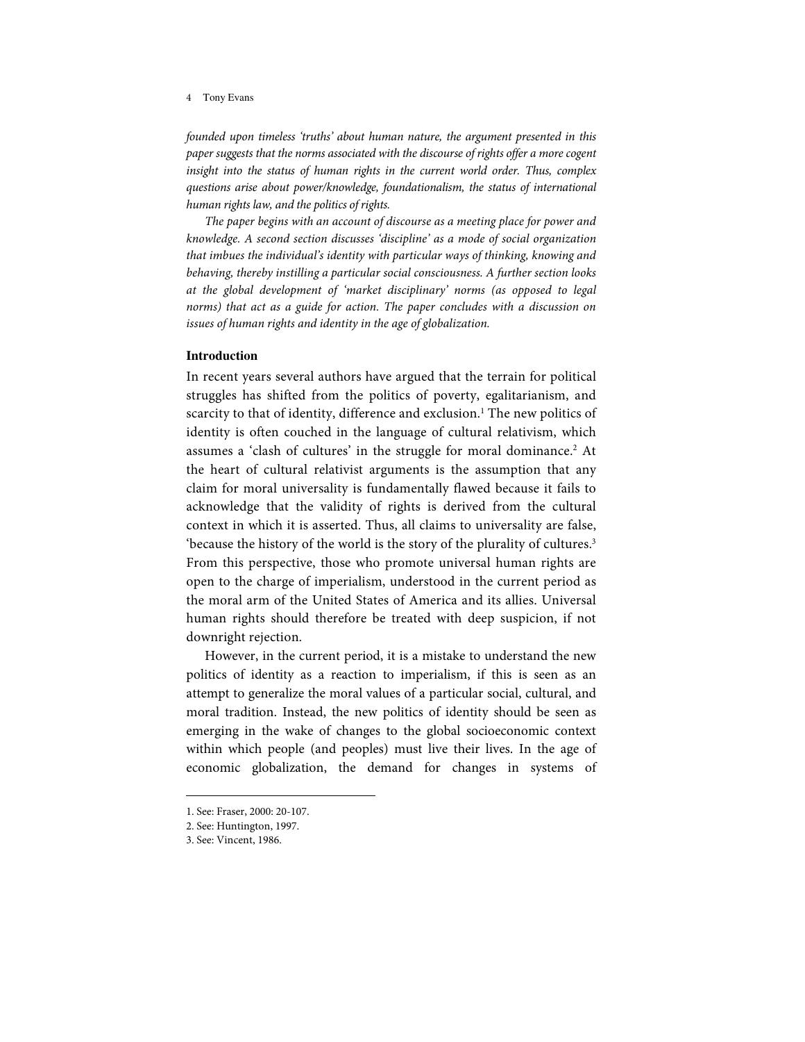*founded upon timeless 'truths' about human nature, the argument presented in this paper suggests that the norms associated with the discourse of rights offer a more cogent insight into the status of human rights in the current world order. Thus, complex questions arise about power/knowledge, foundationalism, the status of international human rights law, and the politics of rights.*

*The paper begins with an account of discourse as a meeting place for power and knowledge. A second section discusses 'discipline' as a mode of social organization that imbues the individual's identity with particular ways of thinking, knowing and behaving, thereby instilling a particular social consciousness. A further section looks at the global development of 'market disciplinary' norms (as opposed to legal norms) that act as a guide for action. The paper concludes with a discussion on issues of human rights and identity in the age of globalization.*

## Introduction

In recent years several authors have argued that the terrain for political struggles has shifted from the politics of poverty, egalitarianism, and scarcity to that of identity, difference and exclusion.[1] The new politics of identity is often couched in the language of cultural relativism, which assumes a 'clash of cultures' in the struggle for moral dominance.[2] At the heart of cultural relativist arguments is the assumption that any claim for moral universality is fundamentally flawed because it fails to acknowledge that the validity of rights is derived from the cultural context in which it is asserted. Thus, all claims to universality are false, 'because the history of the world is the story of the plurality of cultures.[3] From this perspective, those who promote universal human rights are open to the charge of imperialism, understood in the current period as the moral arm of the United States of America and its allies. Universal human rights should therefore be treated with deep suspicion, if not downright rejection.

However, in the current period, it is a mistake to understand the new politics of identity as a reaction to imperialism, if this is seen as an attempt to generalize the moral values of a particular social, cultural, and moral tradition. Instead, the new politics of identity should be seen as emerging in the wake of changes to the global socioeconomic context within which people (and peoples) must live their lives. In the age of economic globalization, the demand for changes in systems of

1. See: Fraser, 2000: 20-107.
2. See: Huntington, 1997.
3. See: Vincent, 1986.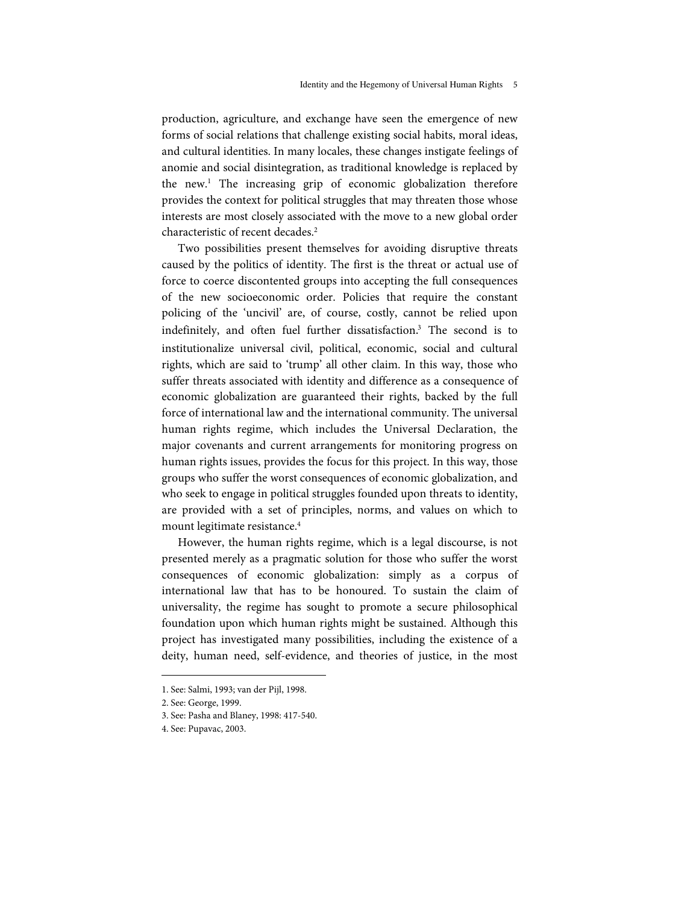production, agriculture, and exchange have seen the emergence of new forms of social relations that challenge existing social habits, moral ideas, and cultural identities. In many locales, these changes instigate feelings of anomie and social disintegration, as traditional knowledge is replaced by the new.[1] The increasing grip of economic globalization therefore provides the context for political struggles that may threaten those whose interests are most closely associated with the move to a new global order characteristic of recent decades.[2]

Two possibilities present themselves for avoiding disruptive threats caused by the politics of identity. The first is the threat or actual use of force to coerce discontented groups into accepting the full consequences of the new socioeconomic order. Policies that require the constant policing of the 'uncivil' are, of course, costly, cannot be relied upon indefinitely, and often fuel further dissatisfaction.[3] The second is to institutionalize universal civil, political, economic, social and cultural rights, which are said to 'trump' all other claim. In this way, those who suffer threats associated with identity and difference as a consequence of economic globalization are guaranteed their rights, backed by the full force of international law and the international community. The universal human rights regime, which includes the Universal Declaration, the major covenants and current arrangements for monitoring progress on human rights issues, provides the focus for this project. In this way, those groups who suffer the worst consequences of economic globalization, and who seek to engage in political struggles founded upon threats to identity, are provided with a set of principles, norms, and values on which to mount legitimate resistance.[4]

However, the human rights regime, which is a legal discourse, is not presented merely as a pragmatic solution for those who suffer the worst consequences of economic globalization: simply as a corpus of international law that has to be honoured. To sustain the claim of universality, the regime has sought to promote a secure philosophical foundation upon which human rights might be sustained. Although this project has investigated many possibilities, including the existence of a deity, human need, self-evidence, and theories of justice, in the most

1. See: Salmi, 1993; van der Pijl, 1998.
2. See: George, 1999.
3. See: Pasha and Blaney, 1998: 417-540.
4. See: Pupavac, 2003.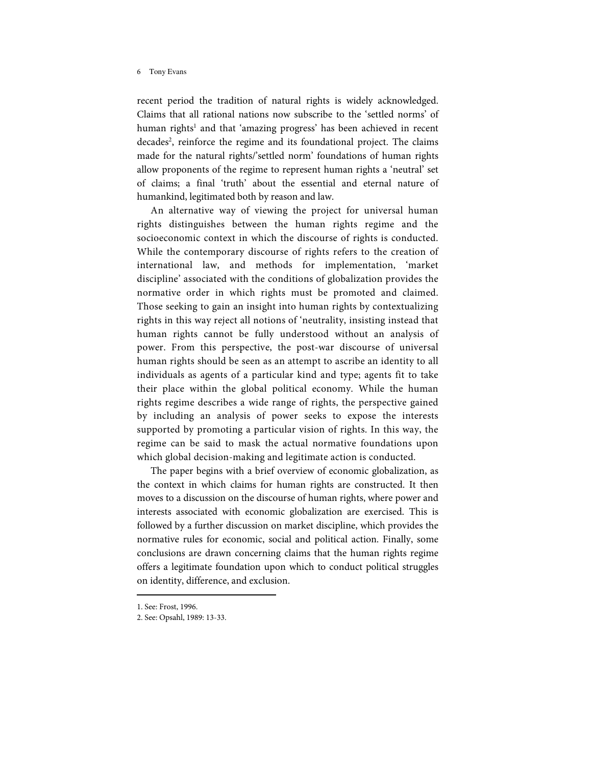recent period the tradition of natural rights is widely acknowledged. Claims that all rational nations now subscribe to the 'settled norms' of human rights[1] and that 'amazing progress' has been achieved in recent decades[2], reinforce the regime and its foundational project. The claims made for the natural rights/'settled norm' foundations of human rights allow proponents of the regime to represent human rights a 'neutral' set of claims; a final 'truth' about the essential and eternal nature of humankind, legitimated both by reason and law.

An alternative way of viewing the project for universal human rights distinguishes between the human rights regime and the socioeconomic context in which the discourse of rights is conducted. While the contemporary discourse of rights refers to the creation of international law, and methods for implementation, 'market discipline' associated with the conditions of globalization provides the normative order in which rights must be promoted and claimed. Those seeking to gain an insight into human rights by contextualizing rights in this way reject all notions of 'neutrality, insisting instead that human rights cannot be fully understood without an analysis of power. From this perspective, the post-war discourse of universal human rights should be seen as an attempt to ascribe an identity to all individuals as agents of a particular kind and type; agents fit to take their place within the global political economy. While the human rights regime describes a wide range of rights, the perspective gained by including an analysis of power seeks to expose the interests supported by promoting a particular vision of rights. In this way, the regime can be said to mask the actual normative foundations upon which global decision-making and legitimate action is conducted.

The paper begins with a brief overview of economic globalization, as the context in which claims for human rights are constructed. It then moves to a discussion on the discourse of human rights, where power and interests associated with economic globalization are exercised. This is followed by a further discussion on market discipline, which provides the normative rules for economic, social and political action. Finally, some conclusions are drawn concerning claims that the human rights regime offers a legitimate foundation upon which to conduct political struggles on identity, difference, and exclusion.

---

1. See: Frost, 1996.
2. See: Opsahl, 1989: 13-33.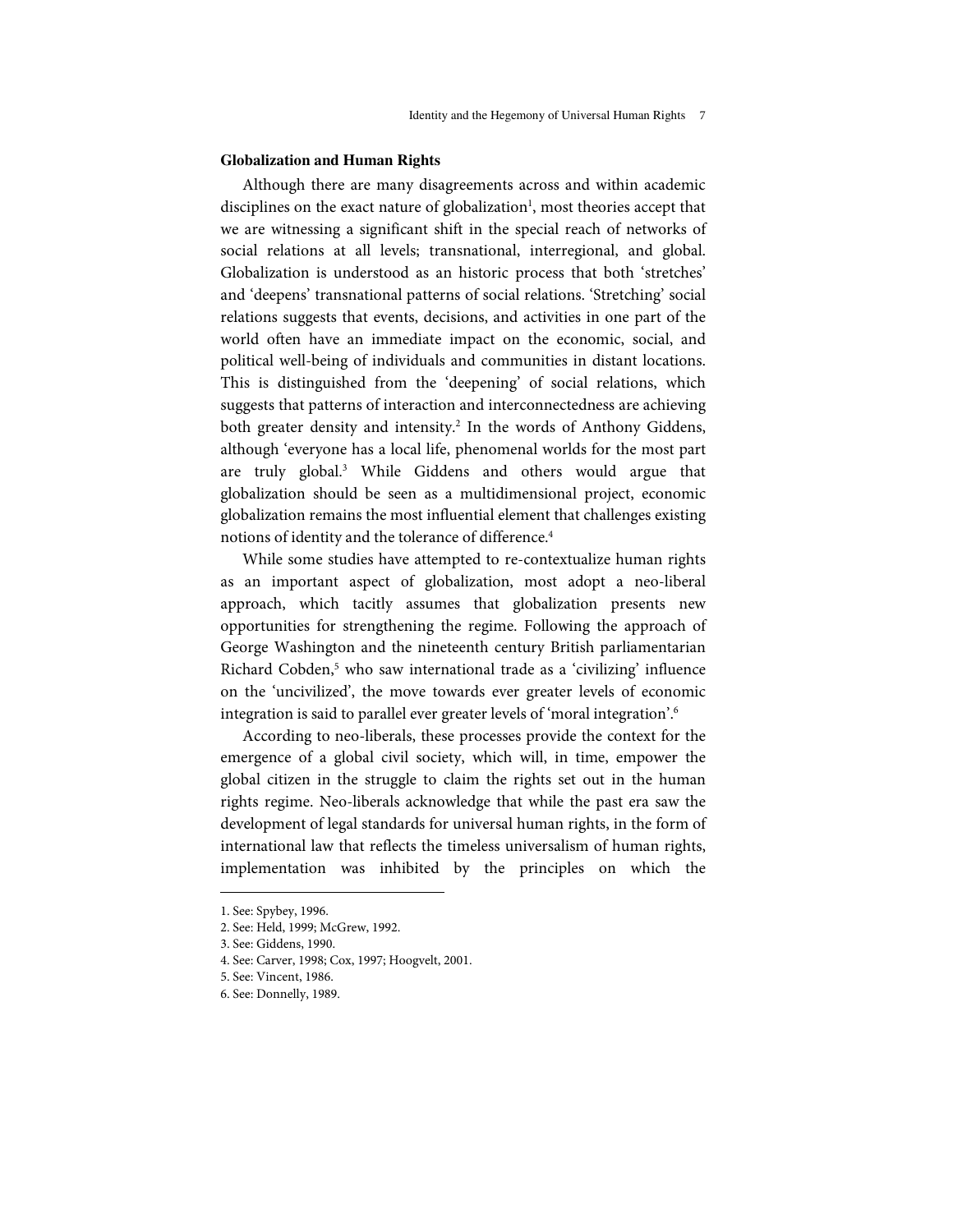### Globalization and Human Rights

Although there are many disagreements across and within academic disciplines on the exact nature of globalization[1], most theories accept that we are witnessing a significant shift in the special reach of networks of social relations at all levels; transnational, interregional, and global. Globalization is understood as an historic process that both 'stretches' and 'deepens' transnational patterns of social relations. 'Stretching' social relations suggests that events, decisions, and activities in one part of the world often have an immediate impact on the economic, social, and political well-being of individuals and communities in distant locations. This is distinguished from the 'deepening' of social relations, which suggests that patterns of interaction and interconnectedness are achieving both greater density and intensity.[2] In the words of Anthony Giddens, although 'everyone has a local life, phenomenal worlds for the most part are truly global.[3] While Giddens and others would argue that globalization should be seen as a multidimensional project, economic globalization remains the most influential element that challenges existing notions of identity and the tolerance of difference.[4]

While some studies have attempted to re-contextualize human rights as an important aspect of globalization, most adopt a neo-liberal approach, which tacitly assumes that globalization presents new opportunities for strengthening the regime. Following the approach of George Washington and the nineteenth century British parliamentarian Richard Cobden,[5] who saw international trade as a 'civilizing' influence on the 'uncivilized', the move towards ever greater levels of economic integration is said to parallel ever greater levels of 'moral integration'.[6]

According to neo-liberals, these processes provide the context for the emergence of a global civil society, which will, in time, empower the global citizen in the struggle to claim the rights set out in the human rights regime. Neo-liberals acknowledge that while the past era saw the development of legal standards for universal human rights, in the form of international law that reflects the timeless universalism of human rights, implementation was inhibited by the principles on which the

---

1. See: Spybey, 1996.
2. See: Held, 1999; McGrew, 1992.
3. See: Giddens, 1990.
4. See: Carver, 1998; Cox, 1997; Hoogvelt, 2001.
5. See: Vincent, 1986.
6. See: Donnelly, 1989.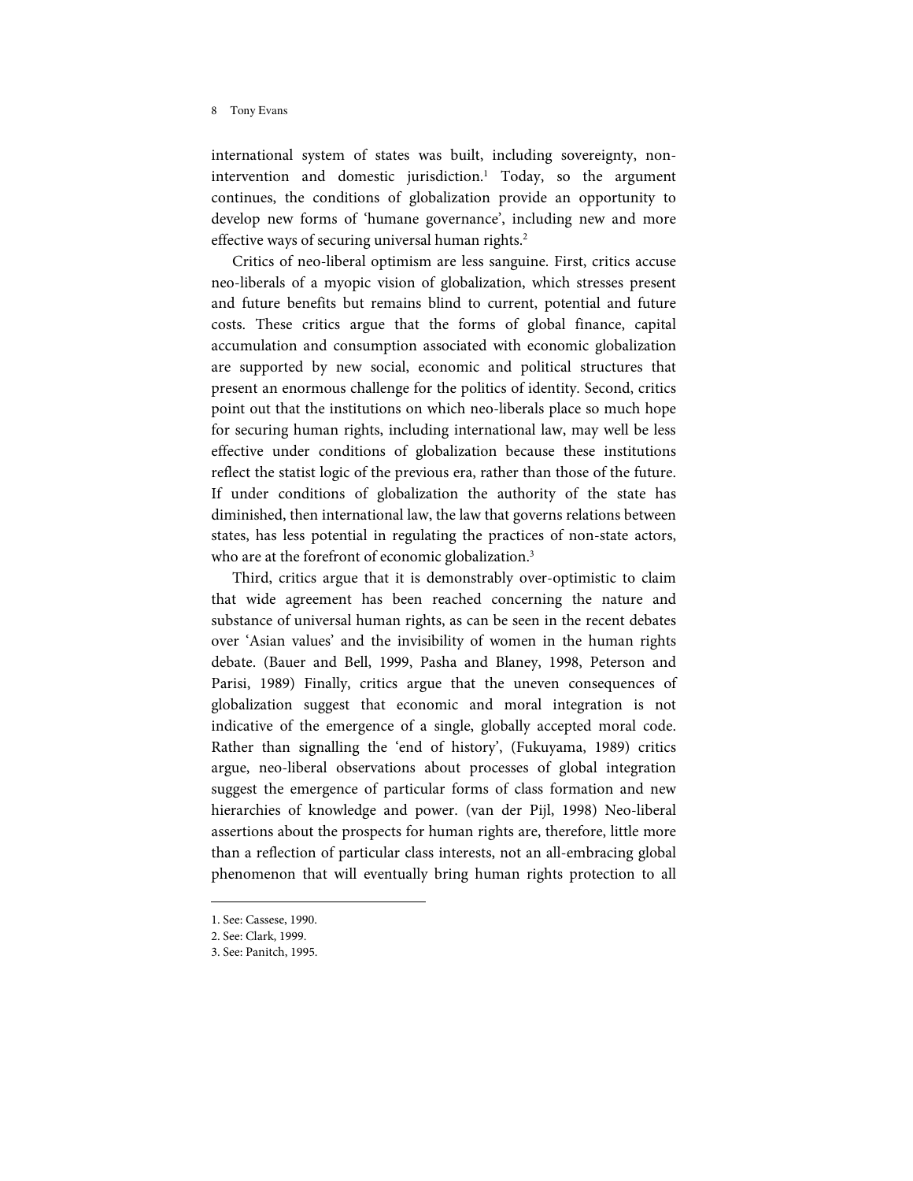international system of states was built, including sovereignty, non-intervention and domestic jurisdiction.[1] Today, so the argument continues, the conditions of globalization provide an opportunity to develop new forms of 'humane governance', including new and more effective ways of securing universal human rights.[2]

Critics of neo-liberal optimism are less sanguine. First, critics accuse neo-liberals of a myopic vision of globalization, which stresses present and future benefits but remains blind to current, potential and future costs. These critics argue that the forms of global finance, capital accumulation and consumption associated with economic globalization are supported by new social, economic and political structures that present an enormous challenge for the politics of identity. Second, critics point out that the institutions on which neo-liberals place so much hope for securing human rights, including international law, may well be less effective under conditions of globalization because these institutions reflect the statist logic of the previous era, rather than those of the future. If under conditions of globalization the authority of the state has diminished, then international law, the law that governs relations between states, has less potential in regulating the practices of non-state actors, who are at the forefront of economic globalization.[3]

Third, critics argue that it is demonstrably over-optimistic to claim that wide agreement has been reached concerning the nature and substance of universal human rights, as can be seen in the recent debates over 'Asian values' and the invisibility of women in the human rights debate. (Bauer and Bell, 1999, Pasha and Blaney, 1998, Peterson and Parisi, 1989) Finally, critics argue that the uneven consequences of globalization suggest that economic and moral integration is not indicative of the emergence of a single, globally accepted moral code. Rather than signalling the 'end of history', (Fukuyama, 1989) critics argue, neo-liberal observations about processes of global integration suggest the emergence of particular forms of class formation and new hierarchies of knowledge and power. (van der Pijl, 1998) Neo-liberal assertions about the prospects for human rights are, therefore, little more than a reflection of particular class interests, not an all-embracing global phenomenon that will eventually bring human rights protection to all

---

1. See: Cassese, 1990.
2. See: Clark, 1999.
3. See: Panitch, 1995.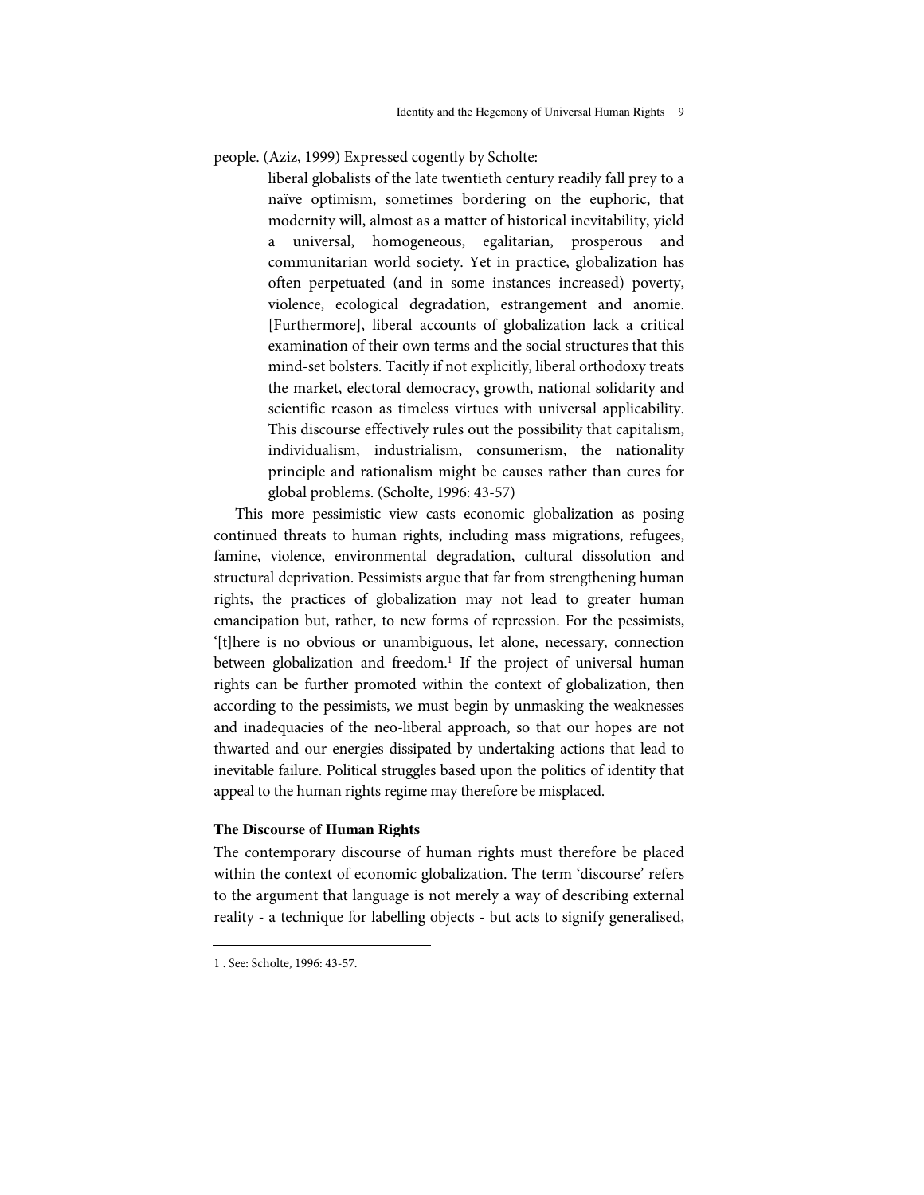people. (Aziz, 1999) Expressed cogently by Scholte:

> liberal globalists of the late twentieth century readily fall prey to a naïve optimism, sometimes bordering on the euphoric, that modernity will, almost as a matter of historical inevitability, yield a universal, homogeneous, egalitarian, prosperous and communitarian world society. Yet in practice, globalization has often perpetuated (and in some instances increased) poverty, violence, ecological degradation, estrangement and anomie. [Furthermore], liberal accounts of globalization lack a critical examination of their own terms and the social structures that this mind-set bolsters. Tacitly if not explicitly, liberal orthodoxy treats the market, electoral democracy, growth, national solidarity and scientific reason as timeless virtues with universal applicability. This discourse effectively rules out the possibility that capitalism, individualism, industrialism, consumerism, the nationality principle and rationalism might be causes rather than cures for global problems. (Scholte, 1996: 43-57)

This more pessimistic view casts economic globalization as posing continued threats to human rights, including mass migrations, refugees, famine, violence, environmental degradation, cultural dissolution and structural deprivation. Pessimists argue that far from strengthening human rights, the practices of globalization may not lead to greater human emancipation but, rather, to new forms of repression. For the pessimists, '[t]here is no obvious or unambiguous, let alone, necessary, connection between globalization and freedom.[1] If the project of universal human rights can be further promoted within the context of globalization, then according to the pessimists, we must begin by unmasking the weaknesses and inadequacies of the neo-liberal approach, so that our hopes are not thwarted and our energies dissipated by undertaking actions that lead to inevitable failure. Political struggles based upon the politics of identity that appeal to the human rights regime may therefore be misplaced.

**The Discourse of Human Rights**

The contemporary discourse of human rights must therefore be placed within the context of economic globalization. The term 'discourse' refers to the argument that language is not merely a way of describing external reality - a technique for labelling objects - but acts to signify generalised,

---

1 . See: Scholte, 1996: 43-57.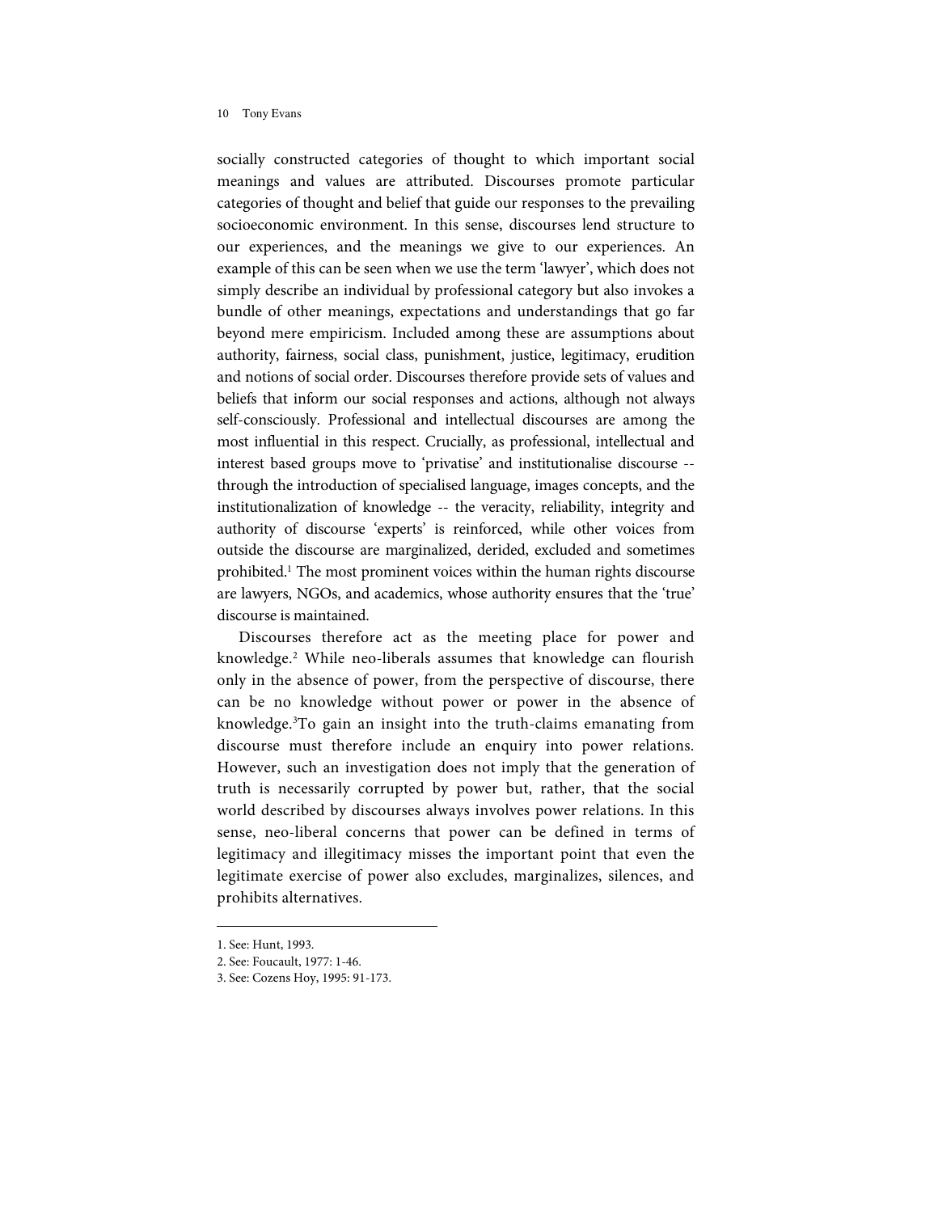socially constructed categories of thought to which important social meanings and values are attributed. Discourses promote particular categories of thought and belief that guide our responses to the prevailing socioeconomic environment. In this sense, discourses lend structure to our experiences, and the meanings we give to our experiences. An example of this can be seen when we use the term 'lawyer', which does not simply describe an individual by professional category but also invokes a bundle of other meanings, expectations and understandings that go far beyond mere empiricism. Included among these are assumptions about authority, fairness, social class, punishment, justice, legitimacy, erudition and notions of social order. Discourses therefore provide sets of values and beliefs that inform our social responses and actions, although not always self-consciously. Professional and intellectual discourses are among the most influential in this respect. Crucially, as professional, intellectual and interest based groups move to 'privatise' and institutionalise discourse -- through the introduction of specialised language, images concepts, and the institutionalization of knowledge -- the veracity, reliability, integrity and authority of discourse 'experts' is reinforced, while other voices from outside the discourse are marginalized, derided, excluded and sometimes prohibited.[1] The most prominent voices within the human rights discourse are lawyers, NGOs, and academics, whose authority ensures that the 'true' discourse is maintained.

Discourses therefore act as the meeting place for power and knowledge.[2] While neo-liberals assumes that knowledge can flourish only in the absence of power, from the perspective of discourse, there can be no knowledge without power or power in the absence of knowledge.[3]To gain an insight into the truth-claims emanating from discourse must therefore include an enquiry into power relations. However, such an investigation does not imply that the generation of truth is necessarily corrupted by power but, rather, that the social world described by discourses always involves power relations. In this sense, neo-liberal concerns that power can be defined in terms of legitimacy and illegitimacy misses the important point that even the legitimate exercise of power also excludes, marginalizes, silences, and prohibits alternatives.

---

1. See: Hunt, 1993.
2. See: Foucault, 1977: 1-46.
3. See: Cozens Hoy, 1995: 91-173.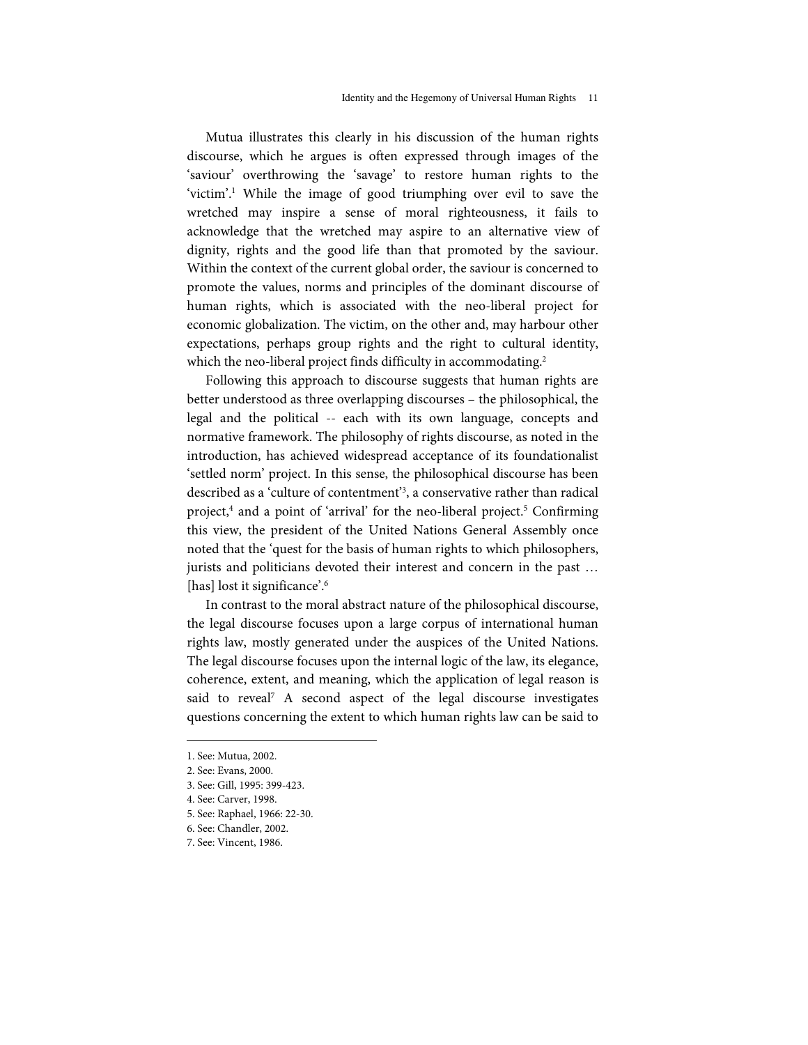Mutua illustrates this clearly in his discussion of the human rights discourse, which he argues is often expressed through images of the 'saviour' overthrowing the 'savage' to restore human rights to the 'victim'.[1] While the image of good triumphing over evil to save the wretched may inspire a sense of moral righteousness, it fails to acknowledge that the wretched may aspire to an alternative view of dignity, rights and the good life than that promoted by the saviour. Within the context of the current global order, the saviour is concerned to promote the values, norms and principles of the dominant discourse of human rights, which is associated with the neo-liberal project for economic globalization. The victim, on the other and, may harbour other expectations, perhaps group rights and the right to cultural identity, which the neo-liberal project finds difficulty in accommodating.[2]

Following this approach to discourse suggests that human rights are better understood as three overlapping discourses – the philosophical, the legal and the political -- each with its own language, concepts and normative framework. The philosophy of rights discourse, as noted in the introduction, has achieved widespread acceptance of its foundationalist 'settled norm' project. In this sense, the philosophical discourse has been described as a 'culture of contentment'[3], a conservative rather than radical project,[4] and a point of 'arrival' for the neo-liberal project.[5] Confirming this view, the president of the United Nations General Assembly once noted that the 'quest for the basis of human rights to which philosophers, jurists and politicians devoted their interest and concern in the past … [has] lost it significance'.[6]

In contrast to the moral abstract nature of the philosophical discourse, the legal discourse focuses upon a large corpus of international human rights law, mostly generated under the auspices of the United Nations. The legal discourse focuses upon the internal logic of the law, its elegance, coherence, extent, and meaning, which the application of legal reason is said to reveal[7] A second aspect of the legal discourse investigates questions concerning the extent to which human rights law can be said to

1. See: Mutua, 2002.
2. See: Evans, 2000.
3. See: Gill, 1995: 399-423.
4. See: Carver, 1998.
5. See: Raphael, 1966: 22-30.
6. See: Chandler, 2002.
7. See: Vincent, 1986.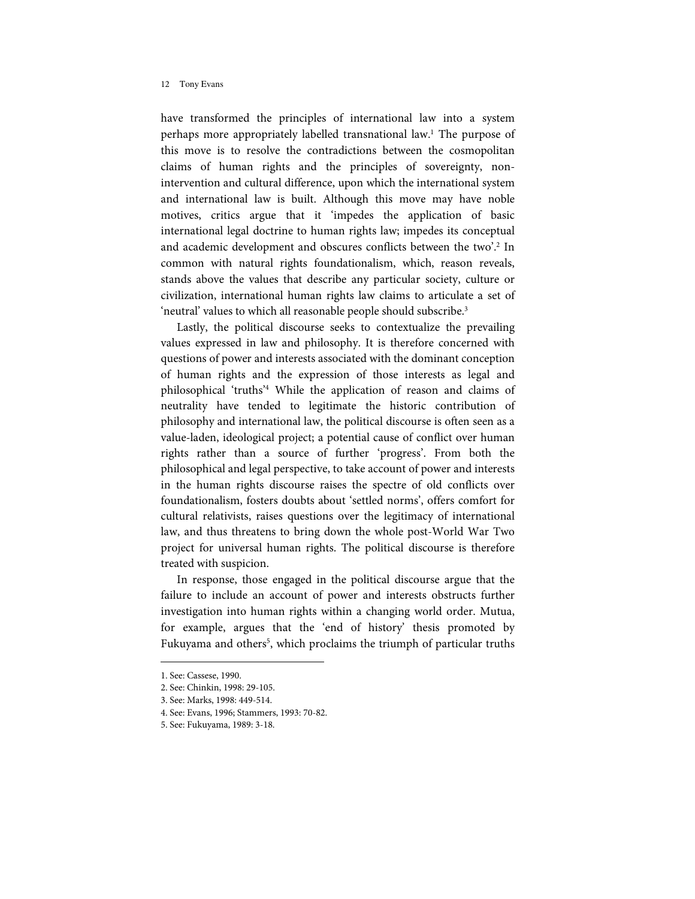have transformed the principles of international law into a system perhaps more appropriately labelled transnational law.[1] The purpose of this move is to resolve the contradictions between the cosmopolitan claims of human rights and the principles of sovereignty, non-intervention and cultural difference, upon which the international system and international law is built. Although this move may have noble motives, critics argue that it 'impedes the application of basic international legal doctrine to human rights law; impedes its conceptual and academic development and obscures conflicts between the two'.[2] In common with natural rights foundationalism, which, reason reveals, stands above the values that describe any particular society, culture or civilization, international human rights law claims to articulate a set of 'neutral' values to which all reasonable people should subscribe.[3]

Lastly, the political discourse seeks to contextualize the prevailing values expressed in law and philosophy. It is therefore concerned with questions of power and interests associated with the dominant conception of human rights and the expression of those interests as legal and philosophical 'truths'[4] While the application of reason and claims of neutrality have tended to legitimate the historic contribution of philosophy and international law, the political discourse is often seen as a value-laden, ideological project; a potential cause of conflict over human rights rather than a source of further 'progress'. From both the philosophical and legal perspective, to take account of power and interests in the human rights discourse raises the spectre of old conflicts over foundationalism, fosters doubts about 'settled norms', offers comfort for cultural relativists, raises questions over the legitimacy of international law, and thus threatens to bring down the whole post-World War Two project for universal human rights. The political discourse is therefore treated with suspicion.

In response, those engaged in the political discourse argue that the failure to include an account of power and interests obstructs further investigation into human rights within a changing world order. Mutua, for example, argues that the 'end of history' thesis promoted by Fukuyama and others[5], which proclaims the triumph of particular truths

1. See: Cassese, 1990.
2. See: Chinkin, 1998: 29-105.
3. See: Marks, 1998: 449-514.
4. See: Evans, 1996; Stammers, 1993: 70-82.
5. See: Fukuyama, 1989: 3-18.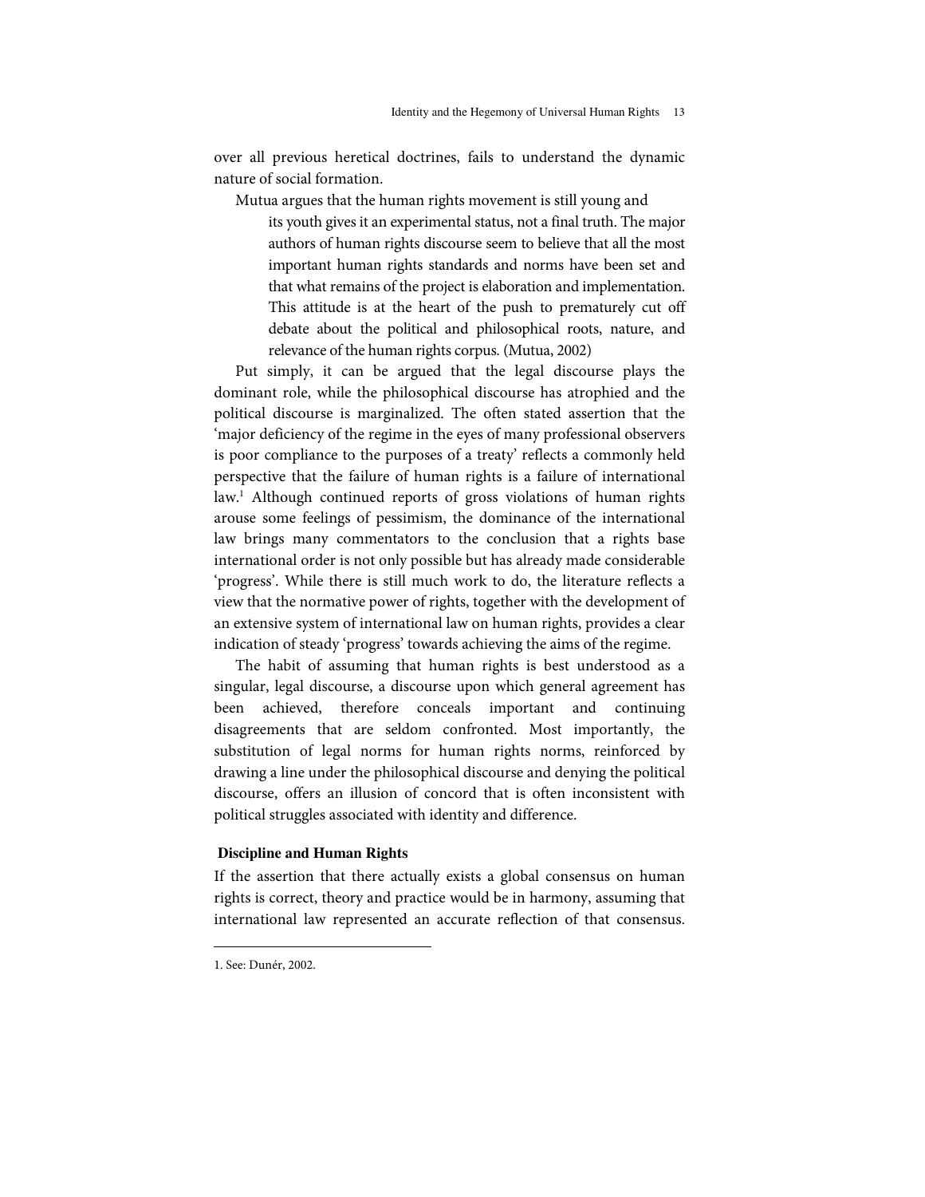over all previous heretical doctrines, fails to understand the dynamic nature of social formation.

Mutua argues that the human rights movement is still young and

> its youth gives it an experimental status, not a final truth. The major authors of human rights discourse seem to believe that all the most important human rights standards and norms have been set and that what remains of the project is elaboration and implementation. This attitude is at the heart of the push to prematurely cut off debate about the political and philosophical roots, nature, and relevance of the human rights corpus. (Mutua, 2002)

Put simply, it can be argued that the legal discourse plays the dominant role, while the philosophical discourse has atrophied and the political discourse is marginalized. The often stated assertion that the 'major deficiency of the regime in the eyes of many professional observers is poor compliance to the purposes of a treaty' reflects a commonly held perspective that the failure of human rights is a failure of international law.[1] Although continued reports of gross violations of human rights arouse some feelings of pessimism, the dominance of the international law brings many commentators to the conclusion that a rights base international order is not only possible but has already made considerable 'progress'. While there is still much work to do, the literature reflects a view that the normative power of rights, together with the development of an extensive system of international law on human rights, provides a clear indication of steady 'progress' towards achieving the aims of the regime.

The habit of assuming that human rights is best understood as a singular, legal discourse, a discourse upon which general agreement has been achieved, therefore conceals important and continuing disagreements that are seldom confronted. Most importantly, the substitution of legal norms for human rights norms, reinforced by drawing a line under the philosophical discourse and denying the political discourse, offers an illusion of concord that is often inconsistent with political struggles associated with identity and difference.

## Discipline and Human Rights

If the assertion that there actually exists a global consensus on human rights is correct, theory and practice would be in harmony, assuming that international law represented an accurate reflection of that consensus.

---

1. See: Dunér, 2002.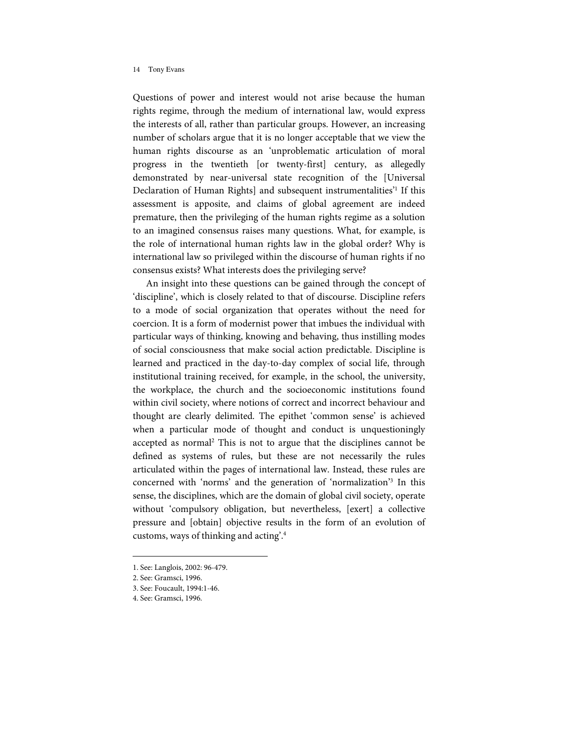Questions of power and interest would not arise because the human rights regime, through the medium of international law, would express the interests of all, rather than particular groups. However, an increasing number of scholars argue that it is no longer acceptable that we view the human rights discourse as an 'unproblematic articulation of moral progress in the twentieth [or twenty-first] century, as allegedly demonstrated by near-universal state recognition of the [Universal Declaration of Human Rights] and subsequent instrumentalities'[1] If this assessment is apposite, and claims of global agreement are indeed premature, then the privileging of the human rights regime as a solution to an imagined consensus raises many questions. What, for example, is the role of international human rights law in the global order? Why is international law so privileged within the discourse of human rights if no consensus exists? What interests does the privileging serve?

An insight into these questions can be gained through the concept of 'discipline', which is closely related to that of discourse. Discipline refers to a mode of social organization that operates without the need for coercion. It is a form of modernist power that imbues the individual with particular ways of thinking, knowing and behaving, thus instilling modes of social consciousness that make social action predictable. Discipline is learned and practiced in the day-to-day complex of social life, through institutional training received, for example, in the school, the university, the workplace, the church and the socioeconomic institutions found within civil society, where notions of correct and incorrect behaviour and thought are clearly delimited. The epithet 'common sense' is achieved when a particular mode of thought and conduct is unquestioningly accepted as normal[2] This is not to argue that the disciplines cannot be defined as systems of rules, but these are not necessarily the rules articulated within the pages of international law. Instead, these rules are concerned with 'norms' and the generation of 'normalization'[3] In this sense, the disciplines, which are the domain of global civil society, operate without 'compulsory obligation, but nevertheless, [exert] a collective pressure and [obtain] objective results in the form of an evolution of customs, ways of thinking and acting'.[4]

---

1. See: Langlois, 2002: 96-479.
2. See: Gramsci, 1996.
3. See: Foucault, 1994:1-46.
4. See: Gramsci, 1996.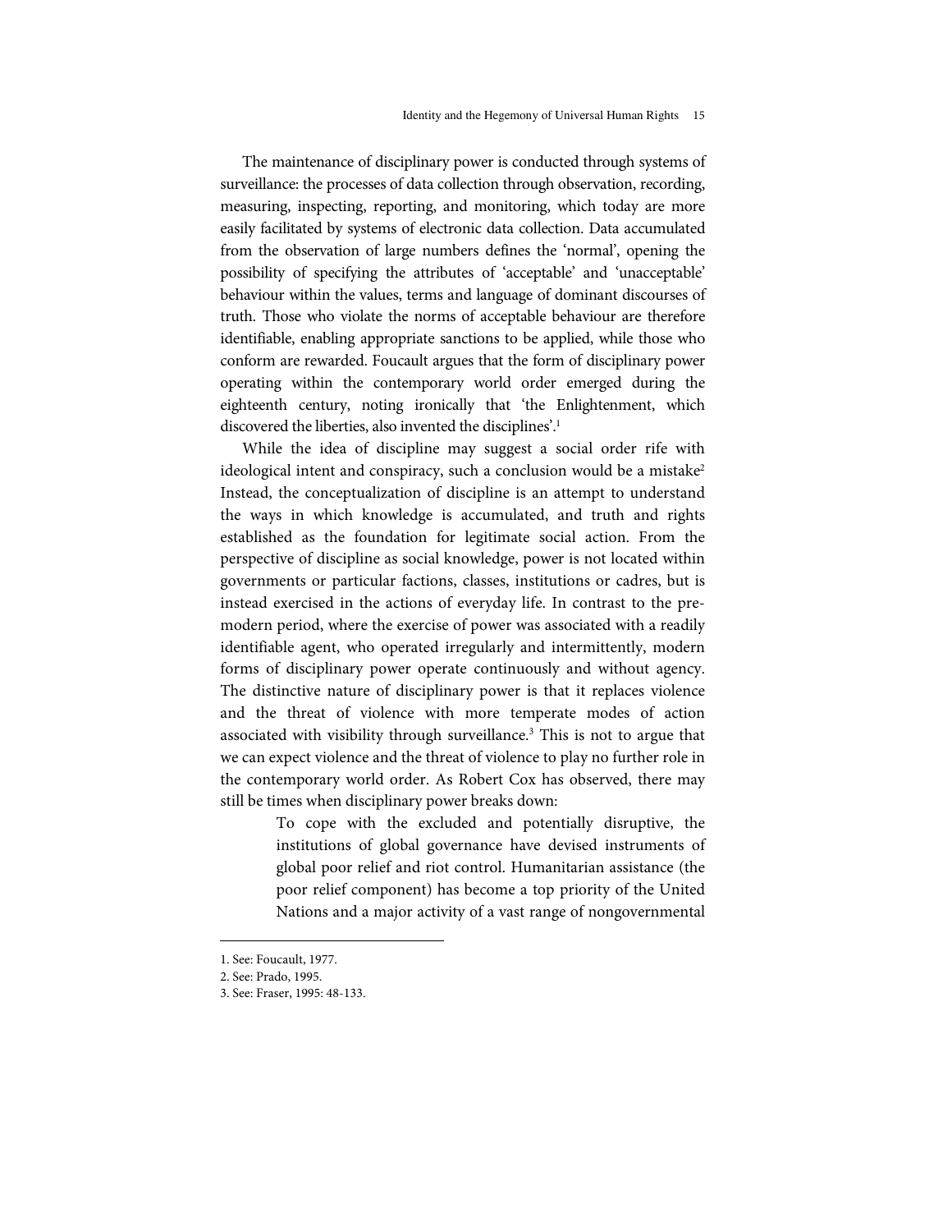The maintenance of disciplinary power is conducted through systems of surveillance: the processes of data collection through observation, recording, measuring, inspecting, reporting, and monitoring, which today are more easily facilitated by systems of electronic data collection. Data accumulated from the observation of large numbers defines the 'normal', opening the possibility of specifying the attributes of 'acceptable' and 'unacceptable' behaviour within the values, terms and language of dominant discourses of truth. Those who violate the norms of acceptable behaviour are therefore identifiable, enabling appropriate sanctions to be applied, while those who conform are rewarded. Foucault argues that the form of disciplinary power operating within the contemporary world order emerged during the eighteenth century, noting ironically that 'the Enlightenment, which discovered the liberties, also invented the disciplines'.[1]

While the idea of discipline may suggest a social order rife with ideological intent and conspiracy, such a conclusion would be a mistake[2] Instead, the conceptualization of discipline is an attempt to understand the ways in which knowledge is accumulated, and truth and rights established as the foundation for legitimate social action. From the perspective of discipline as social knowledge, power is not located within governments or particular factions, classes, institutions or cadres, but is instead exercised in the actions of everyday life. In contrast to the pre-modern period, where the exercise of power was associated with a readily identifiable agent, who operated irregularly and intermittently, modern forms of disciplinary power operate continuously and without agency. The distinctive nature of disciplinary power is that it replaces violence and the threat of violence with more temperate modes of action associated with visibility through surveillance.[3] This is not to argue that we can expect violence and the threat of violence to play no further role in the contemporary world order. As Robert Cox has observed, there may still be times when disciplinary power breaks down:

> To cope with the excluded and potentially disruptive, the institutions of global governance have devised instruments of global poor relief and riot control. Humanitarian assistance (the poor relief component) has become a top priority of the United Nations and a major activity of a vast range of nongovernmental

---

1. See: Foucault, 1977.
2. See: Prado, 1995.
3. See: Fraser, 1995: 48-133.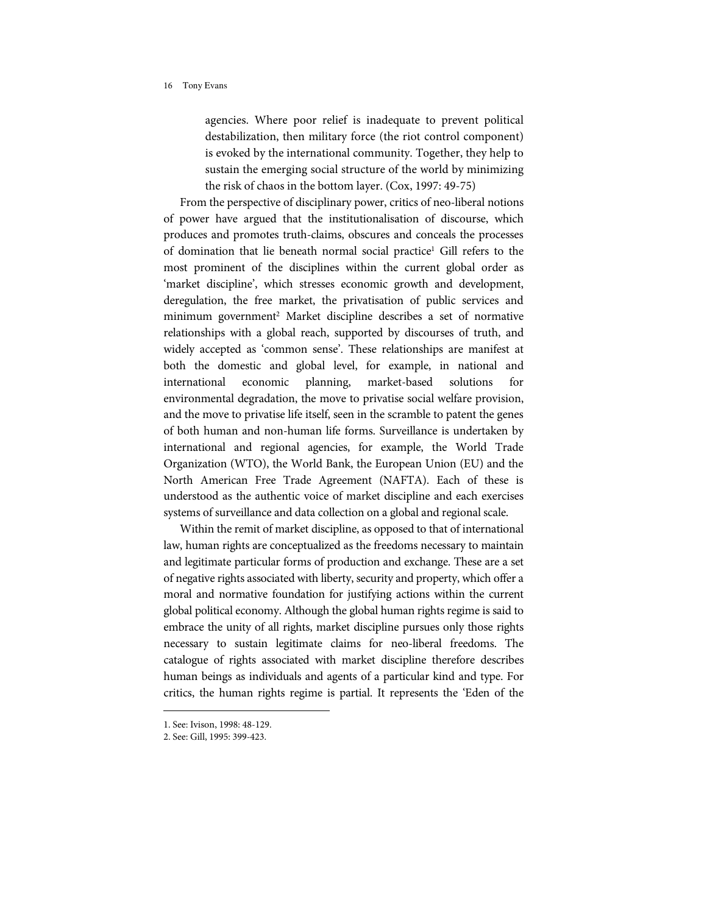> agencies. Where poor relief is inadequate to prevent political destabilization, then military force (the riot control component) is evoked by the international community. Together, they help to sustain the emerging social structure of the world by minimizing the risk of chaos in the bottom layer. (Cox, 1997: 49-75)

From the perspective of disciplinary power, critics of neo-liberal notions of power have argued that the institutionalisation of discourse, which produces and promotes truth-claims, obscures and conceals the processes of domination that lie beneath normal social practice[1] Gill refers to the most prominent of the disciplines within the current global order as 'market discipline', which stresses economic growth and development, deregulation, the free market, the privatisation of public services and minimum government[2] Market discipline describes a set of normative relationships with a global reach, supported by discourses of truth, and widely accepted as 'common sense'. These relationships are manifest at both the domestic and global level, for example, in national and international economic planning, market-based solutions for environmental degradation, the move to privatise social welfare provision, and the move to privatise life itself, seen in the scramble to patent the genes of both human and non-human life forms. Surveillance is undertaken by international and regional agencies, for example, the World Trade Organization (WTO), the World Bank, the European Union (EU) and the North American Free Trade Agreement (NAFTA). Each of these is understood as the authentic voice of market discipline and each exercises systems of surveillance and data collection on a global and regional scale.

Within the remit of market discipline, as opposed to that of international law, human rights are conceptualized as the freedoms necessary to maintain and legitimate particular forms of production and exchange. These are a set of negative rights associated with liberty, security and property, which offer a moral and normative foundation for justifying actions within the current global political economy. Although the global human rights regime is said to embrace the unity of all rights, market discipline pursues only those rights necessary to sustain legitimate claims for neo-liberal freedoms. The catalogue of rights associated with market discipline therefore describes human beings as individuals and agents of a particular kind and type. For critics, the human rights regime is partial. It represents the 'Eden of the

---

1. See: Ivison, 1998: 48-129.
2. See: Gill, 1995: 399-423.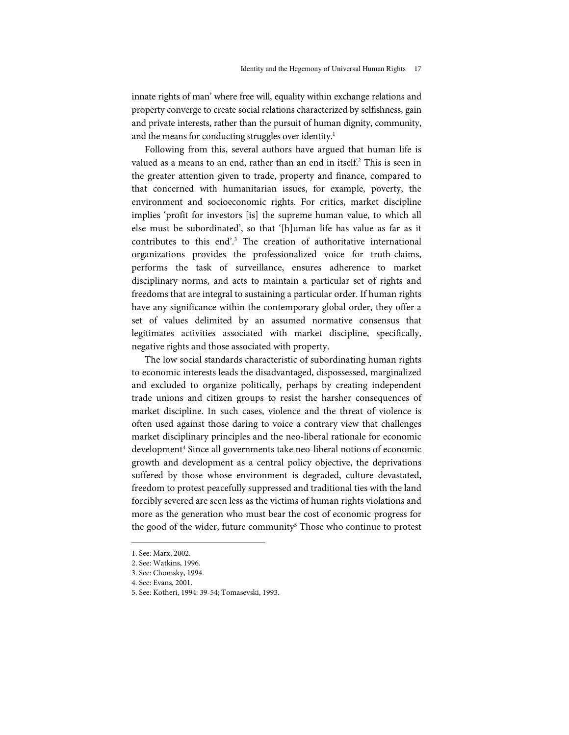innate rights of man' where free will, equality within exchange relations and property converge to create social relations characterized by selfishness, gain and private interests, rather than the pursuit of human dignity, community, and the means for conducting struggles over identity.[1]

Following from this, several authors have argued that human life is valued as a means to an end, rather than an end in itself.[2] This is seen in the greater attention given to trade, property and finance, compared to that concerned with humanitarian issues, for example, poverty, the environment and socioeconomic rights. For critics, market discipline implies 'profit for investors [is] the supreme human value, to which all else must be subordinated', so that '[h]uman life has value as far as it contributes to this end'.[3] The creation of authoritative international organizations provides the professionalized voice for truth-claims, performs the task of surveillance, ensures adherence to market disciplinary norms, and acts to maintain a particular set of rights and freedoms that are integral to sustaining a particular order. If human rights have any significance within the contemporary global order, they offer a set of values delimited by an assumed normative consensus that legitimates activities associated with market discipline, specifically, negative rights and those associated with property.

The low social standards characteristic of subordinating human rights to economic interests leads the disadvantaged, dispossessed, marginalized and excluded to organize politically, perhaps by creating independent trade unions and citizen groups to resist the harsher consequences of market discipline. In such cases, violence and the threat of violence is often used against those daring to voice a contrary view that challenges market disciplinary principles and the neo-liberal rationale for economic development[4] Since all governments take neo-liberal notions of economic growth and development as a central policy objective, the deprivations suffered by those whose environment is degraded, culture devastated, freedom to protest peacefully suppressed and traditional ties with the land forcibly severed are seen less as the victims of human rights violations and more as the generation who must bear the cost of economic progress for the good of the wider, future community[5] Those who continue to protest

---

1. See: Marx, 2002.
2. See: Watkins, 1996.
3. See: Chomsky, 1994.
4. See: Evans, 2001.
5. See: Kotheri, 1994: 39-54; Tomasevski, 1993.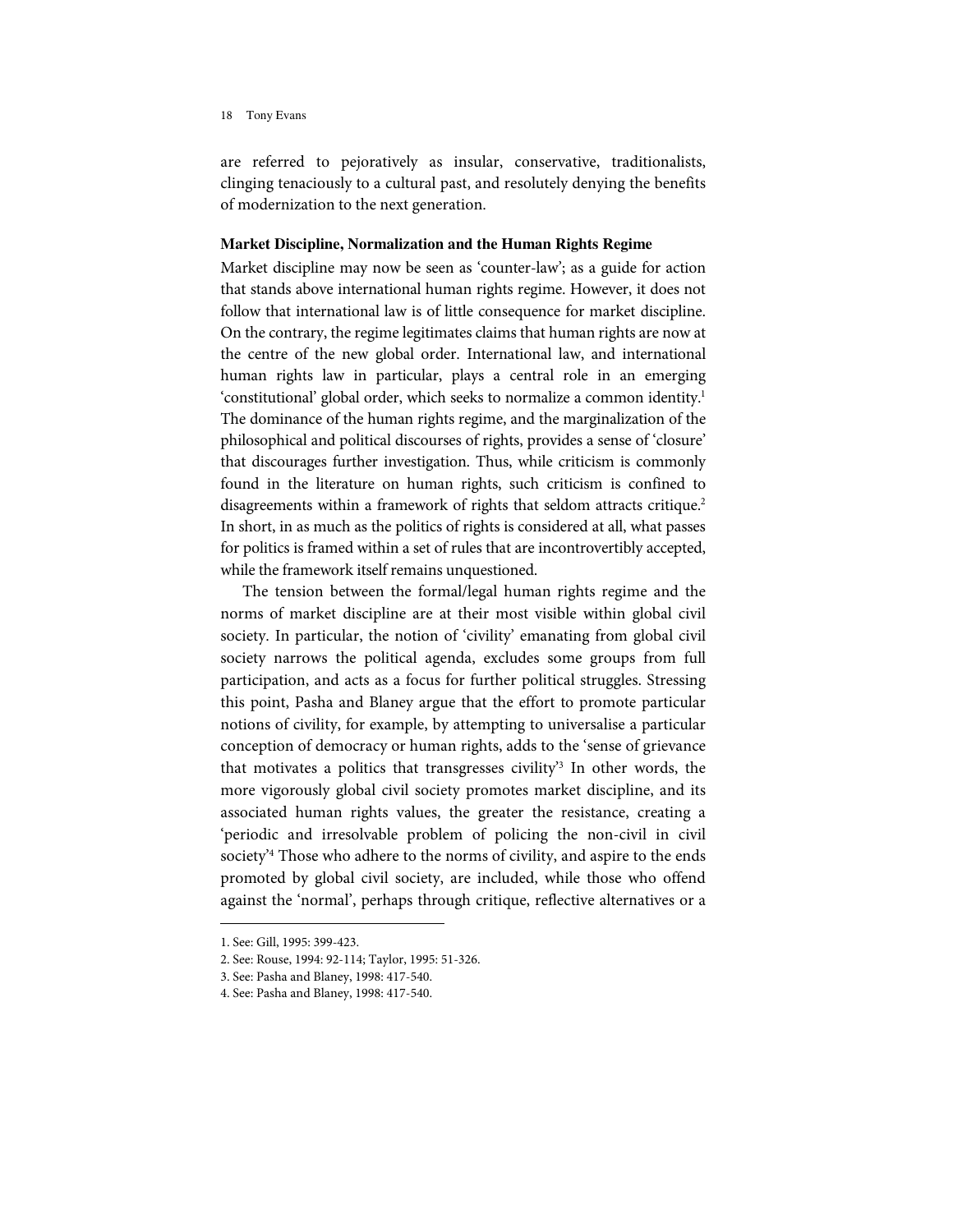are referred to pejoratively as insular, conservative, traditionalists, clinging tenaciously to a cultural past, and resolutely denying the benefits of modernization to the next generation.

### Market Discipline, Normalization and the Human Rights Regime

Market discipline may now be seen as 'counter-law'; as a guide for action that stands above international human rights regime. However, it does not follow that international law is of little consequence for market discipline. On the contrary, the regime legitimates claims that human rights are now at the centre of the new global order. International law, and international human rights law in particular, plays a central role in an emerging 'constitutional' global order, which seeks to normalize a common identity.[1] The dominance of the human rights regime, and the marginalization of the philosophical and political discourses of rights, provides a sense of 'closure' that discourages further investigation. Thus, while criticism is commonly found in the literature on human rights, such criticism is confined to disagreements within a framework of rights that seldom attracts critique.[2] In short, in as much as the politics of rights is considered at all, what passes for politics is framed within a set of rules that are incontrovertibly accepted, while the framework itself remains unquestioned.

The tension between the formal/legal human rights regime and the norms of market discipline are at their most visible within global civil society. In particular, the notion of 'civility' emanating from global civil society narrows the political agenda, excludes some groups from full participation, and acts as a focus for further political struggles. Stressing this point, Pasha and Blaney argue that the effort to promote particular notions of civility, for example, by attempting to universalise a particular conception of democracy or human rights, adds to the 'sense of grievance that motivates a politics that transgresses civility'[3] In other words, the more vigorously global civil society promotes market discipline, and its associated human rights values, the greater the resistance, creating a 'periodic and irresolvable problem of policing the non-civil in civil society'[4] Those who adhere to the norms of civility, and aspire to the ends promoted by global civil society, are included, while those who offend against the 'normal', perhaps through critique, reflective alternatives or a

---

1. See: Gill, 1995: 399-423.
2. See: Rouse, 1994: 92-114; Taylor, 1995: 51-326.
3. See: Pasha and Blaney, 1998: 417-540.
4. See: Pasha and Blaney, 1998: 417-540.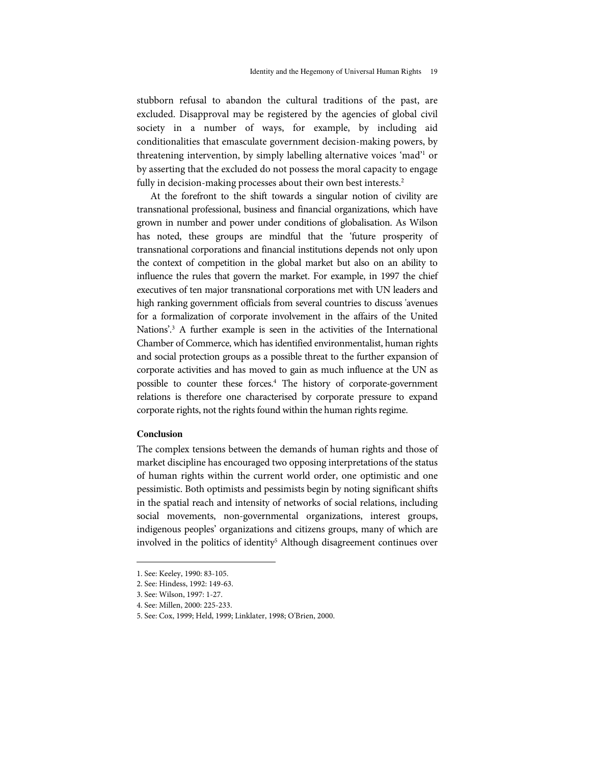stubborn refusal to abandon the cultural traditions of the past, are excluded. Disapproval may be registered by the agencies of global civil society in a number of ways, for example, by including aid conditionalities that emasculate government decision-making powers, by threatening intervention, by simply labelling alternative voices 'mad'[1] or by asserting that the excluded do not possess the moral capacity to engage fully in decision-making processes about their own best interests.[2]

At the forefront to the shift towards a singular notion of civility are transnational professional, business and financial organizations, which have grown in number and power under conditions of globalisation. As Wilson has noted, these groups are mindful that the 'future prosperity of transnational corporations and financial institutions depends not only upon the context of competition in the global market but also on an ability to influence the rules that govern the market. For example, in 1997 the chief executives of ten major transnational corporations met with UN leaders and high ranking government officials from several countries to discuss 'avenues for a formalization of corporate involvement in the affairs of the United Nations'.[3] A further example is seen in the activities of the International Chamber of Commerce, which has identified environmentalist, human rights and social protection groups as a possible threat to the further expansion of corporate activities and has moved to gain as much influence at the UN as possible to counter these forces.[4] The history of corporate-government relations is therefore one characterised by corporate pressure to expand corporate rights, not the rights found within the human rights regime.

## Conclusion

The complex tensions between the demands of human rights and those of market discipline has encouraged two opposing interpretations of the status of human rights within the current world order, one optimistic and one pessimistic. Both optimists and pessimists begin by noting significant shifts in the spatial reach and intensity of networks of social relations, including social movements, non-governmental organizations, interest groups, indigenous peoples' organizations and citizens groups, many of which are involved in the politics of identity[5] Although disagreement continues over

---

1. See: Keeley, 1990: 83-105.
2. See: Hindess, 1992: 149-63.
3. See: Wilson, 1997: 1-27.
4. See: Millen, 2000: 225-233.
5. See: Cox, 1999; Held, 1999; Linklater, 1998; O'Brien, 2000.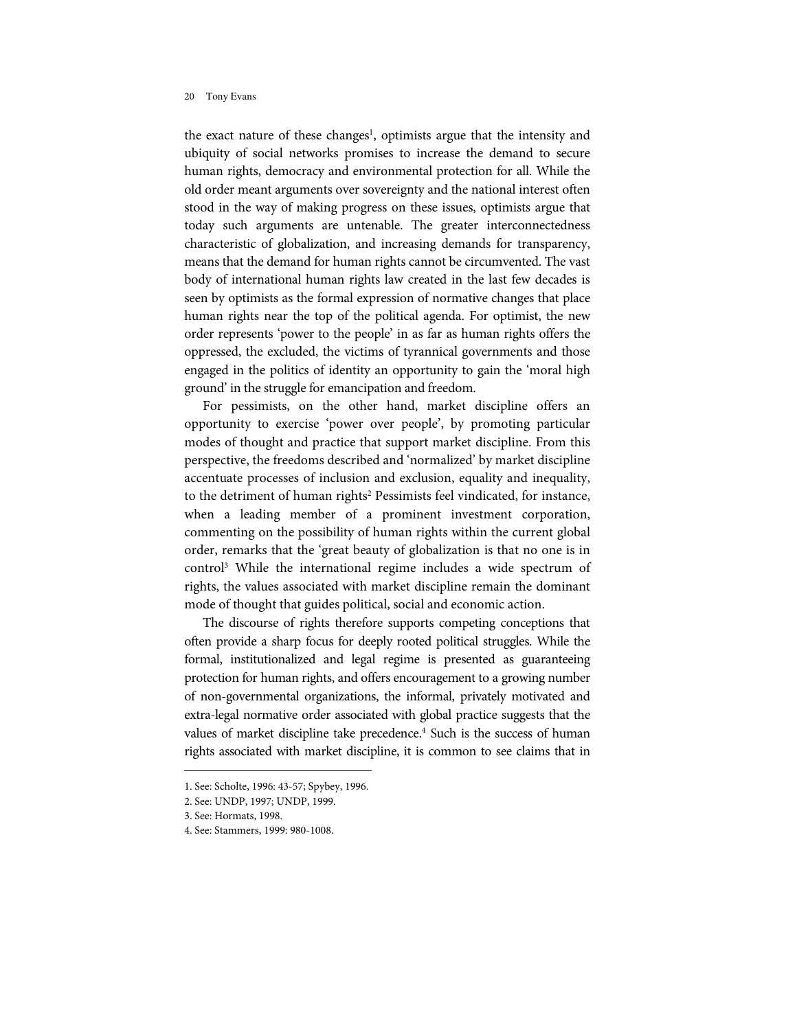the exact nature of these changes[1], optimists argue that the intensity and ubiquity of social networks promises to increase the demand to secure human rights, democracy and environmental protection for all. While the old order meant arguments over sovereignty and the national interest often stood in the way of making progress on these issues, optimists argue that today such arguments are untenable. The greater interconnectedness characteristic of globalization, and increasing demands for transparency, means that the demand for human rights cannot be circumvented. The vast body of international human rights law created in the last few decades is seen by optimists as the formal expression of normative changes that place human rights near the top of the political agenda. For optimist, the new order represents 'power to the people' in as far as human rights offers the oppressed, the excluded, the victims of tyrannical governments and those engaged in the politics of identity an opportunity to gain the 'moral high ground' in the struggle for emancipation and freedom.

For pessimists, on the other hand, market discipline offers an opportunity to exercise 'power over people', by promoting particular modes of thought and practice that support market discipline. From this perspective, the freedoms described and 'normalized' by market discipline accentuate processes of inclusion and exclusion, equality and inequality, to the detriment of human rights[2] Pessimists feel vindicated, for instance, when a leading member of a prominent investment corporation, commenting on the possibility of human rights within the current global order, remarks that the 'great beauty of globalization is that no one is in control[3] While the international regime includes a wide spectrum of rights, the values associated with market discipline remain the dominant mode of thought that guides political, social and economic action.

The discourse of rights therefore supports competing conceptions that often provide a sharp focus for deeply rooted political struggles. While the formal, institutionalized and legal regime is presented as guaranteeing protection for human rights, and offers encouragement to a growing number of non-governmental organizations, the informal, privately motivated and extra-legal normative order associated with global practice suggests that the values of market discipline take precedence.[4] Such is the success of human rights associated with market discipline, it is common to see claims that in

---

1. See: Scholte, 1996: 43-57; Spybey, 1996.
2. See: UNDP, 1997; UNDP, 1999.
3. See: Hormats, 1998.
4. See: Stammers, 1999: 980-1008.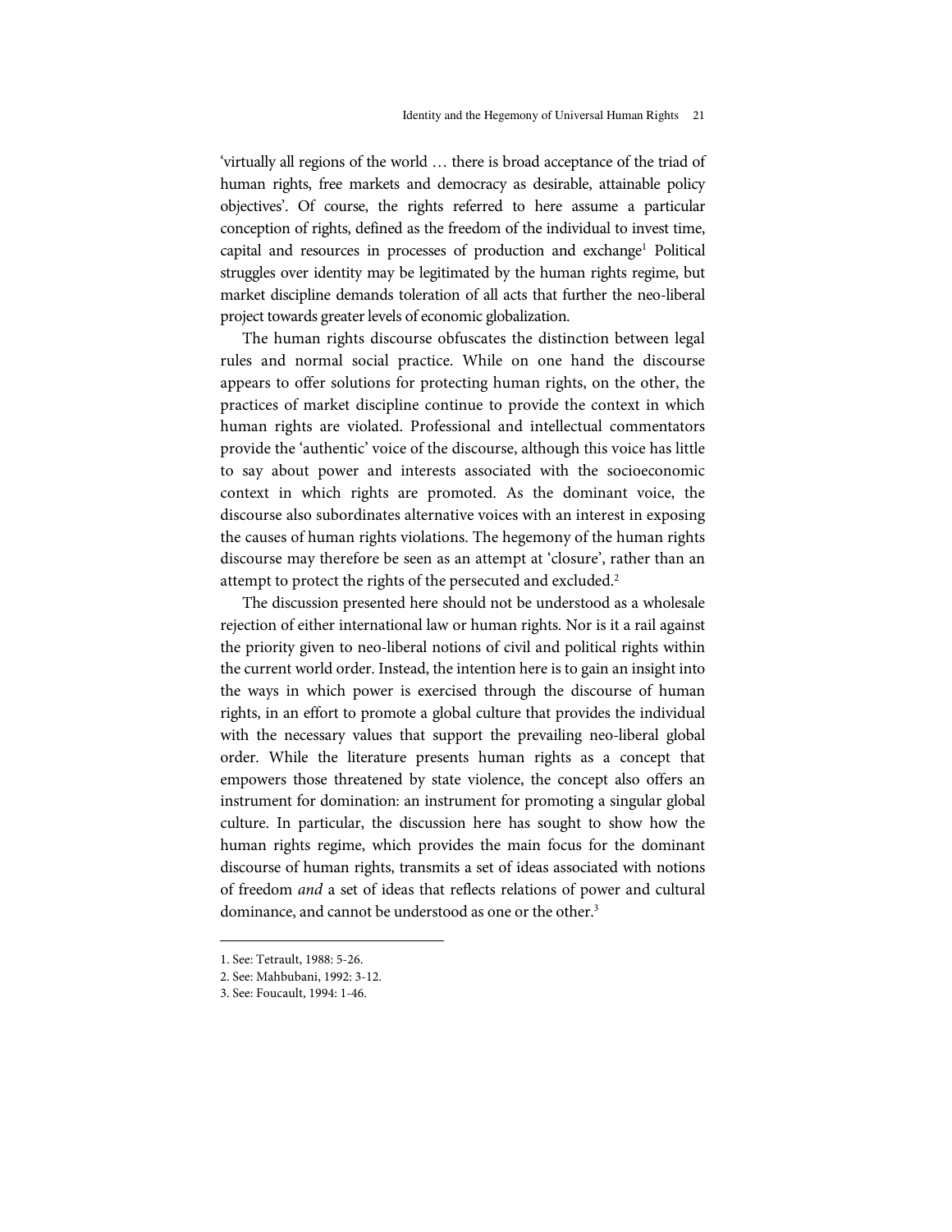'virtually all regions of the world … there is broad acceptance of the triad of human rights, free markets and democracy as desirable, attainable policy objectives'. Of course, the rights referred to here assume a particular conception of rights, defined as the freedom of the individual to invest time, capital and resources in processes of production and exchange[1] Political struggles over identity may be legitimated by the human rights regime, but market discipline demands toleration of all acts that further the neo-liberal project towards greater levels of economic globalization.

The human rights discourse obfuscates the distinction between legal rules and normal social practice. While on one hand the discourse appears to offer solutions for protecting human rights, on the other, the practices of market discipline continue to provide the context in which human rights are violated. Professional and intellectual commentators provide the 'authentic' voice of the discourse, although this voice has little to say about power and interests associated with the socioeconomic context in which rights are promoted. As the dominant voice, the discourse also subordinates alternative voices with an interest in exposing the causes of human rights violations. The hegemony of the human rights discourse may therefore be seen as an attempt at 'closure', rather than an attempt to protect the rights of the persecuted and excluded.[2]

The discussion presented here should not be understood as a wholesale rejection of either international law or human rights. Nor is it a rail against the priority given to neo-liberal notions of civil and political rights within the current world order. Instead, the intention here is to gain an insight into the ways in which power is exercised through the discourse of human rights, in an effort to promote a global culture that provides the individual with the necessary values that support the prevailing neo-liberal global order. While the literature presents human rights as a concept that empowers those threatened by state violence, the concept also offers an instrument for domination: an instrument for promoting a singular global culture. In particular, the discussion here has sought to show how the human rights regime, which provides the main focus for the dominant discourse of human rights, transmits a set of ideas associated with notions of freedom *and* a set of ideas that reflects relations of power and cultural dominance, and cannot be understood as one or the other.[3]

---

1. See: Tetrault, 1988: 5-26.
2. See: Mahbubani, 1992: 3-12.
3. See: Foucault, 1994: 1-46.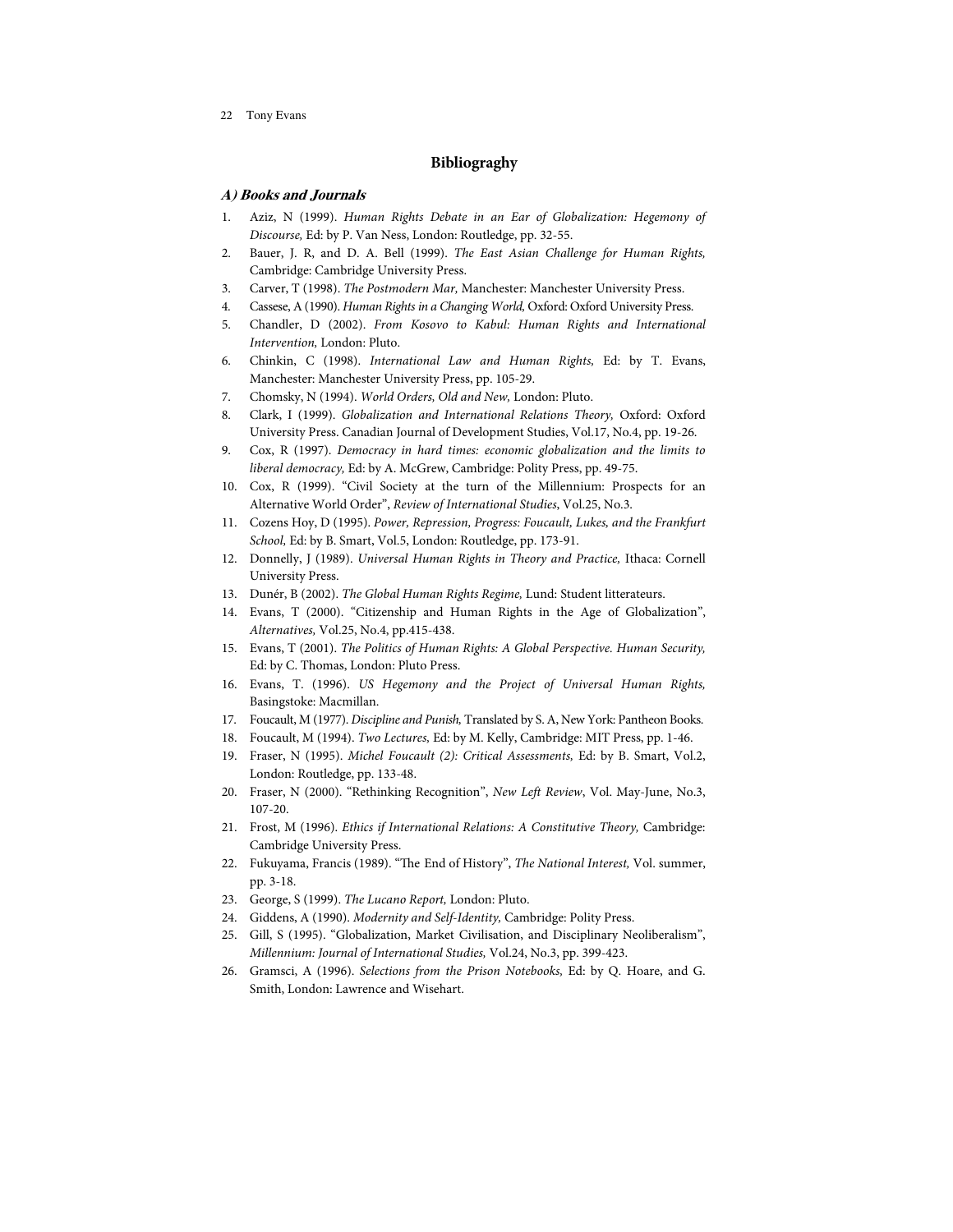## Bibliograghy

### A) Books and Journals

1. Aziz, N (1999). *Human Rights Debate in an Ear of Globalization: Hegemony of Discourse,* Ed: by P. Van Ness, London: Routledge, pp. 32-55.
2. Bauer, J. R, and D. A. Bell (1999). *The East Asian Challenge for Human Rights,* Cambridge: Cambridge University Press.
3. Carver, T (1998). *The Postmodern Mar,* Manchester: Manchester University Press.
4. Cassese, A (1990). *Human Rights in a Changing World,* Oxford: Oxford University Press.
5. Chandler, D (2002). *From Kosovo to Kabul: Human Rights and International Intervention,* London: Pluto.
6. Chinkin, C (1998). *International Law and Human Rights,* Ed: by T. Evans, Manchester: Manchester University Press, pp. 105-29.
7. Chomsky, N (1994). *World Orders, Old and New,* London: Pluto.
8. Clark, I (1999). *Globalization and International Relations Theory,* Oxford: Oxford University Press. Canadian Journal of Development Studies, Vol.17, No.4, pp. 19-26.
9. Cox, R (1997). *Democracy in hard times: economic globalization and the limits to liberal democracy,* Ed: by A. McGrew, Cambridge: Polity Press, pp. 49-75.
10. Cox, R (1999). "Civil Society at the turn of the Millennium: Prospects for an Alternative World Order", *Review of International Studies*, Vol.25, No.3.
11. Cozens Hoy, D (1995). *Power, Repression, Progress: Foucault, Lukes, and the Frankfurt School,* Ed: by B. Smart, Vol.5, London: Routledge, pp. 173-91.
12. Donnelly, J (1989). *Universal Human Rights in Theory and Practice,* Ithaca: Cornell University Press.
13. Dunér, B (2002). *The Global Human Rights Regime,* Lund: Student litterateurs.
14. Evans, T (2000). "Citizenship and Human Rights in the Age of Globalization", *Alternatives,* Vol.25, No.4, pp.415-438.
15. Evans, T (2001). *The Politics of Human Rights: A Global Perspective. Human Security,* Ed: by C. Thomas, London: Pluto Press.
16. Evans, T. (1996). *US Hegemony and the Project of Universal Human Rights,* Basingstoke: Macmillan.
17. Foucault, M (1977). *Discipline and Punish,* Translated by S. A, New York: Pantheon Books.
18. Foucault, M (1994). *Two Lectures,* Ed: by M. Kelly, Cambridge: MIT Press, pp. 1-46.
19. Fraser, N (1995). *Michel Foucault (2): Critical Assessments,* Ed: by B. Smart, Vol.2, London: Routledge, pp. 133-48.
20. Fraser, N (2000). "Rethinking Recognition", *New Left Review*, Vol. May-June, No.3, 107-20.
21. Frost, M (1996). *Ethics if International Relations: A Constitutive Theory,* Cambridge: Cambridge University Press.
22. Fukuyama, Francis (1989). "The End of History", *The National Interest,* Vol. summer, pp. 3-18.
23. George, S (1999). *The Lucano Report,* London: Pluto.
24. Giddens, A (1990). *Modernity and Self-Identity,* Cambridge: Polity Press.
25. Gill, S (1995). "Globalization, Market Civilisation, and Disciplinary Neoliberalism", *Millennium: Journal of International Studies,* Vol.24, No.3, pp. 399-423.
26. Gramsci, A (1996). *Selections from the Prison Notebooks,* Ed: by Q. Hoare, and G. Smith, London: Lawrence and Wisehart.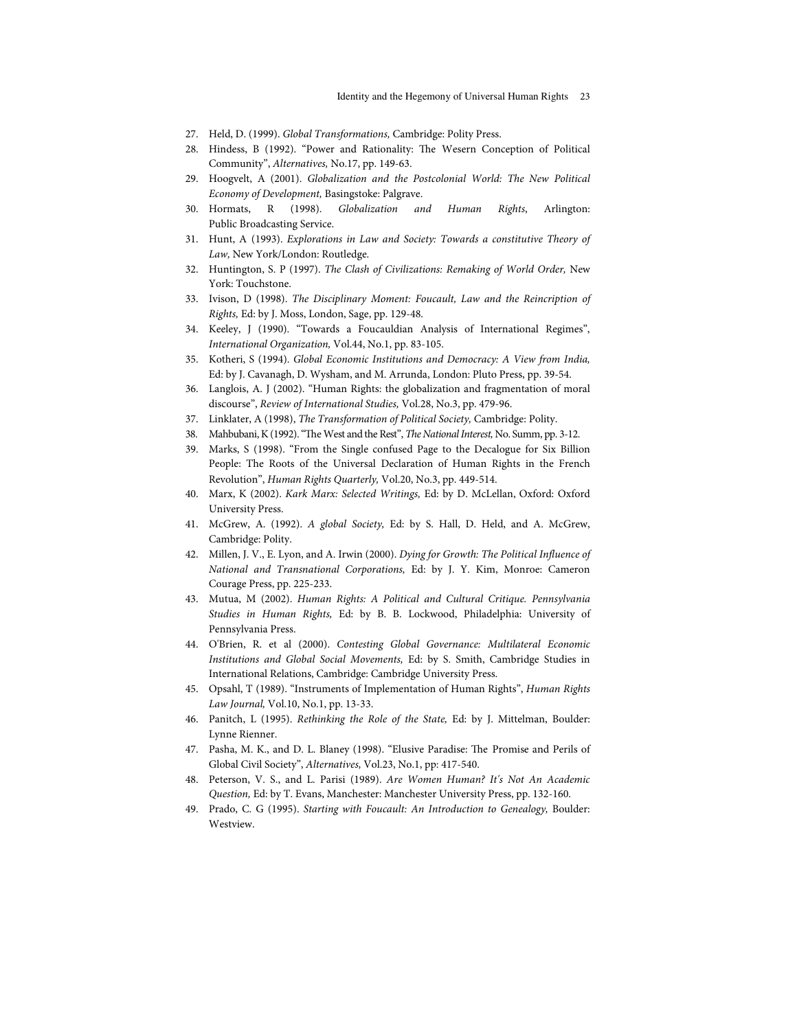27. Held, D. (1999). *Global Transformations,* Cambridge: Polity Press.
28. Hindess, B (1992). "Power and Rationality: The Wesern Conception of Political Community", *Alternatives,* No.17, pp. 149-63.
29. Hoogvelt, A (2001). *Globalization and the Postcolonial World: The New Political Economy of Development,* Basingstoke: Palgrave.
30. Hormats, R (1998). *Globalization and Human Rights*, Arlington: Public Broadcasting Service.
31. Hunt, A (1993). *Explorations in Law and Society: Towards a constitutive Theory of Law,* New York/London: Routledge.
32. Huntington, S. P (1997). *The Clash of Civilizations: Remaking of World Order,* New York: Touchstone.
33. Ivison, D (1998). *The Disciplinary Moment: Foucault, Law and the Reincription of Rights,* Ed: by J. Moss, London, Sage, pp. 129-48.
34. Keeley, J (1990). "Towards a Foucauldian Analysis of International Regimes", *International Organization,* Vol.44, No.1, pp. 83-105.
35. Kotheri, S (1994). *Global Economic Institutions and Democracy: A View from India,* Ed: by J. Cavanagh, D. Wysham, and M. Arrunda, London: Pluto Press, pp. 39-54.
36. Langlois, A. J (2002). "Human Rights: the globalization and fragmentation of moral discourse", *Review of International Studies,* Vol.28, No.3, pp. 479-96.
37. Linklater, A (1998), *The Transformation of Political Society,* Cambridge: Polity.
38. Mahbubani, K (1992). "The West and the Rest", *The National Interest,* No. Summ, pp. 3-12.
39. Marks, S (1998). "From the Single confused Page to the Decalogue for Six Billion People: The Roots of the Universal Declaration of Human Rights in the French Revolution", *Human Rights Quarterly,* Vol.20, No.3, pp. 449-514.
40. Marx, K (2002). *Kark Marx: Selected Writings,* Ed: by D. McLellan, Oxford: Oxford University Press.
41. McGrew, A. (1992). *A global Society,* Ed: by S. Hall, D. Held, and A. McGrew, Cambridge: Polity.
42. Millen, J. V., E. Lyon, and A. Irwin (2000). *Dying for Growth: The Political Influence of National and Transnational Corporations,* Ed: by J. Y. Kim, Monroe: Cameron Courage Press, pp. 225-233.
43. Mutua, M (2002). *Human Rights: A Political and Cultural Critique. Pennsylvania Studies in Human Rights,* Ed: by B. B. Lockwood, Philadelphia: University of Pennsylvania Press.
44. O'Brien, R. et al (2000). *Contesting Global Governance: Multilateral Economic Institutions and Global Social Movements,* Ed: by S. Smith, Cambridge Studies in International Relations, Cambridge: Cambridge University Press.
45. Opsahl, T (1989). "Instruments of Implementation of Human Rights", *Human Rights Law Journal,* Vol.10, No.1, pp. 13-33.
46. Panitch, L (1995). *Rethinking the Role of the State,* Ed: by J. Mittelman, Boulder: Lynne Rienner.
47. Pasha, M. K., and D. L. Blaney (1998). "Elusive Paradise: The Promise and Perils of Global Civil Society", *Alternatives,* Vol.23, No.1, pp: 417-540.
48. Peterson, V. S., and L. Parisi (1989). *Are Women Human? It's Not An Academic Question,* Ed: by T. Evans, Manchester: Manchester University Press, pp. 132-160.
49. Prado, C. G (1995). *Starting with Foucault: An Introduction to Genealogy,* Boulder: Westview.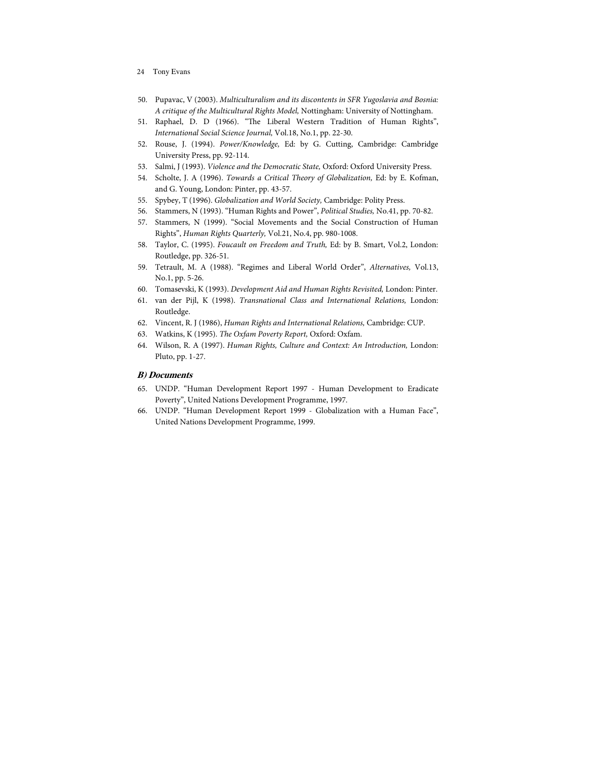50. Pupavac, V (2003). *Multiculturalism and its discontents in SFR Yugoslavia and Bosnia: A critique of the Multicultural Rights Model,* Nottingham: University of Nottingham.
51. Raphael, D. D (1966). "The Liberal Western Tradition of Human Rights", *International Social Science Journal,* Vol.18, No.1, pp. 22-30.
52. Rouse, J. (1994). *Power/Knowledge,* Ed: by G. Cutting, Cambridge: Cambridge University Press, pp. 92-114.
53. Salmi, J (1993). *Violence and the Democratic State,* Oxford: Oxford University Press.
54. Scholte, J. A (1996). *Towards a Critical Theory of Globalization,* Ed: by E. Kofman, and G. Young, London: Pinter, pp. 43-57.
55. Spybey, T (1996). *Globalization and World Society,* Cambridge: Polity Press.
56. Stammers, N (1993). "Human Rights and Power", *Political Studies,* No.41, pp. 70-82.
57. Stammers, N (1999). "Social Movements and the Social Construction of Human Rights", *Human Rights Quarterly,* Vol.21, No.4, pp. 980-1008.
58. Taylor, C. (1995). *Foucault on Freedom and Truth,* Ed: by B. Smart, Vol.2, London: Routledge, pp. 326-51.
59. Tetrault, M. A (1988). "Regimes and Liberal World Order", *Alternatives,* Vol.13, No.1, pp. 5-26.
60. Tomasevski, K (1993). *Development Aid and Human Rights Revisited,* London: Pinter.
61. van der Pijl, K (1998). *Transnational Class and International Relations,* London: Routledge.
62. Vincent, R. J (1986), *Human Rights and International Relations,* Cambridge: CUP.
63. Watkins, K (1995). *The Oxfam Poverty Report,* Oxford: Oxfam.
64. Wilson, R. A (1997). *Human Rights, Culture and Context: An Introduction,* London: Pluto, pp. 1-27.

### B) Documents

65. UNDP. "Human Development Report 1997 - Human Development to Eradicate Poverty", United Nations Development Programme, 1997.
66. UNDP. "Human Development Report 1999 - Globalization with a Human Face", United Nations Development Programme, 1999.